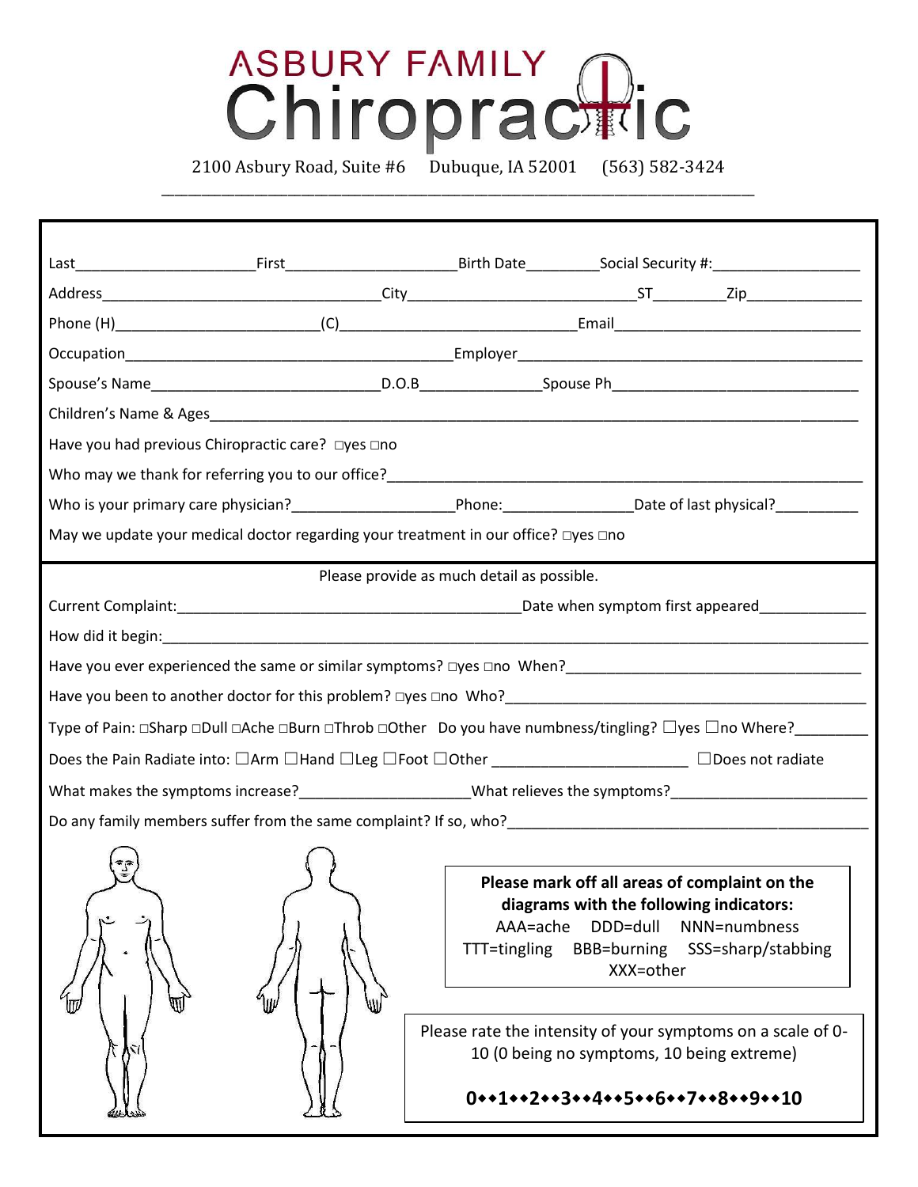# ASBURY FAMILY Chiropractic

2100 Asbury Road, Suite #6 Dubuque, IA 52001 (563) 582-3424

---

Last______________________First______________________Birth Date_________Social Security #:__________________

Address__________________________________City___________________________ST_________Zip______________

Phone (H)_________________________(C)______________________________Email______________________________

Occupation_______________________________________Employer__________________________________________

Spouse's Name___________________________D.O.B_______________Spouse Ph_____________________________

Children's Name & Ages___________________________________________________________________________

Have you had previous Chiropractic care? □yes □no

Who may we thank for referring you to our office?__________________________________________________________

Who is your primary care physician?____________________Phone:________________Date of last physical?__________

May we update your medical doctor regarding your treatment in our office? □yes □no

---

Please provide as much detail as possible.

Current Complaint:__________________________________________Date when symptom first appeared_____________

How did it begin:____________________________________________________________________________________

Have you ever experienced the same or similar symptoms? □yes □no When?___________________________________

Have you been to another doctor for this problem? □yes □no Who?__________________________________________

Type of Pain: □Sharp □Dull □Ache □Burn □Throb □Other Do you have numbness/tingling? □yes □no Where?_________

Does the Pain Radiate into: □Arm □Hand □Leg □Foot □Other ________________________ □Does not radiate

What makes the symptoms increase?_____________________What relieves the symptoms?________________________

Do any family members suffer from the same complaint? If so, who?___________________________________________

**Please mark off all areas of complaint on the diagrams with the following indicators:**
AAA=ache DDD=dull NNN=numbness
TTT=tingling BBB=burning SSS=sharp/stabbing
XXX=other

Please rate the intensity of your symptoms on a scale of 0-10 (0 being no symptoms, 10 being extreme)

**0••1••2••3••4••5••6••7••8••9••10**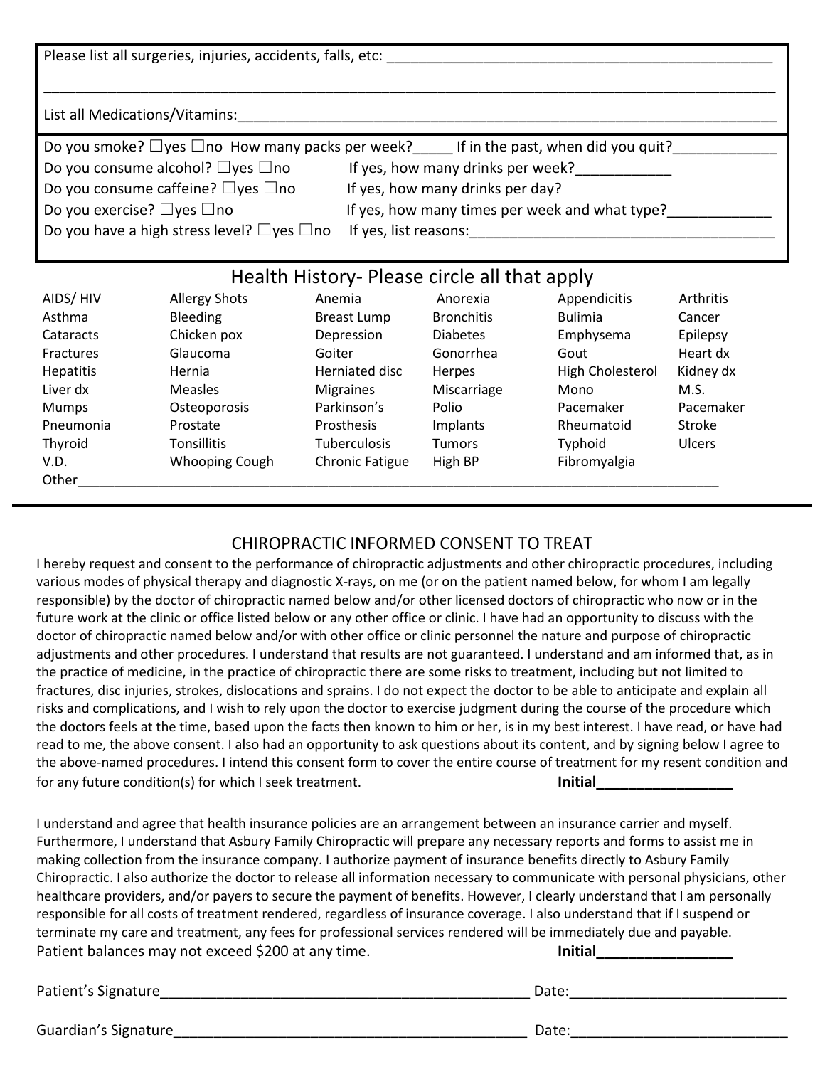Please list all surgeries, injuries, accidents, falls, etc: ________________________________________________

______________________________________________________________________________________________

List all Medications/Vitamins:_________________________________________________________________

Do you smoke? ☐yes ☐no How many packs per week?_____ If in the past, when did you quit?_____________

Do you consume alcohol? ☐yes ☐no If yes, how many drinks per week?____________

Do you consume caffeine? ☐yes ☐no If yes, how many drinks per day?

Do you exercise? ☐yes ☐no If yes, how many times per week and what type?_____________

Do you have a high stress level? ☐yes ☐no If yes, list reasons:_______________________________________

## Health History- Please circle all that apply

| | | | | | |
|---|---|---|---|---|---|
| AIDS/ HIV | Allergy Shots | Anemia | Anorexia | Appendicitis | Arthritis |
| Asthma | Bleeding | Breast Lump | Bronchitis | Bulimia | Cancer |
| Cataracts | Chicken pox | Depression | Diabetes | Emphysema | Epilepsy |
| Fractures | Glaucoma | Goiter | Gonorrhea | Gout | Heart dx |
| Hepatitis | Hernia | Herniated disc | Herpes | High Cholesterol | Kidney dx |
| Liver dx | Measles | Migraines | Miscarriage | Mono | M.S. |
| Mumps | Osteoporosis | Parkinson's | Polio | Pacemaker | Pacemaker |
| Pneumonia | Prostate | Prosthesis | Implants | Rheumatoid | Stroke |
| Thyroid | Tonsillitis | Tuberculosis | Tumors | Typhoid | Ulcers |
| V.D. | Whooping Cough | Chronic Fatigue | High BP | Fibromyalgia | |

Other_____________________________________________________________________________________

## CHIROPRACTIC INFORMED CONSENT TO TREAT

I hereby request and consent to the performance of chiropractic adjustments and other chiropractic procedures, including various modes of physical therapy and diagnostic X-rays, on me (or on the patient named below, for whom I am legally responsible) by the doctor of chiropractic named below and/or other licensed doctors of chiropractic who now or in the future work at the clinic or office listed below or any other office or clinic. I have had an opportunity to discuss with the doctor of chiropractic named below and/or with other office or clinic personnel the nature and purpose of chiropractic adjustments and other procedures. I understand that results are not guaranteed. I understand and am informed that, as in the practice of medicine, in the practice of chiropractic there are some risks to treatment, including but not limited to fractures, disc injuries, strokes, dislocations and sprains. I do not expect the doctor to be able to anticipate and explain all risks and complications, and I wish to rely upon the doctor to exercise judgment during the course of the procedure which the doctors feels at the time, based upon the facts then known to him or her, is in my best interest. I have read, or have had read to me, the above consent. I also had an opportunity to ask questions about its content, and by signing below I agree to the above-named procedures. I intend this consent form to cover the entire course of treatment for my resent condition and for any future condition(s) for which I seek treatment. **Initial_________________**

I understand and agree that health insurance policies are an arrangement between an insurance carrier and myself. Furthermore, I understand that Asbury Family Chiropractic will prepare any necessary reports and forms to assist me in making collection from the insurance company. I authorize payment of insurance benefits directly to Asbury Family Chiropractic. I also authorize the doctor to release all information necessary to communicate with personal physicians, other healthcare providers, and/or payers to secure the payment of benefits. However, I clearly understand that I am personally responsible for all costs of treatment rendered, regardless of insurance coverage. I also understand that if I suspend or terminate my care and treatment, any fees for professional services rendered will be immediately due and payable. Patient balances may not exceed $200 at any time. **Initial_________________**

Patient's Signature_______________________________________________ Date:___________________________

Guardian's Signature_____________________________________________ Date:___________________________